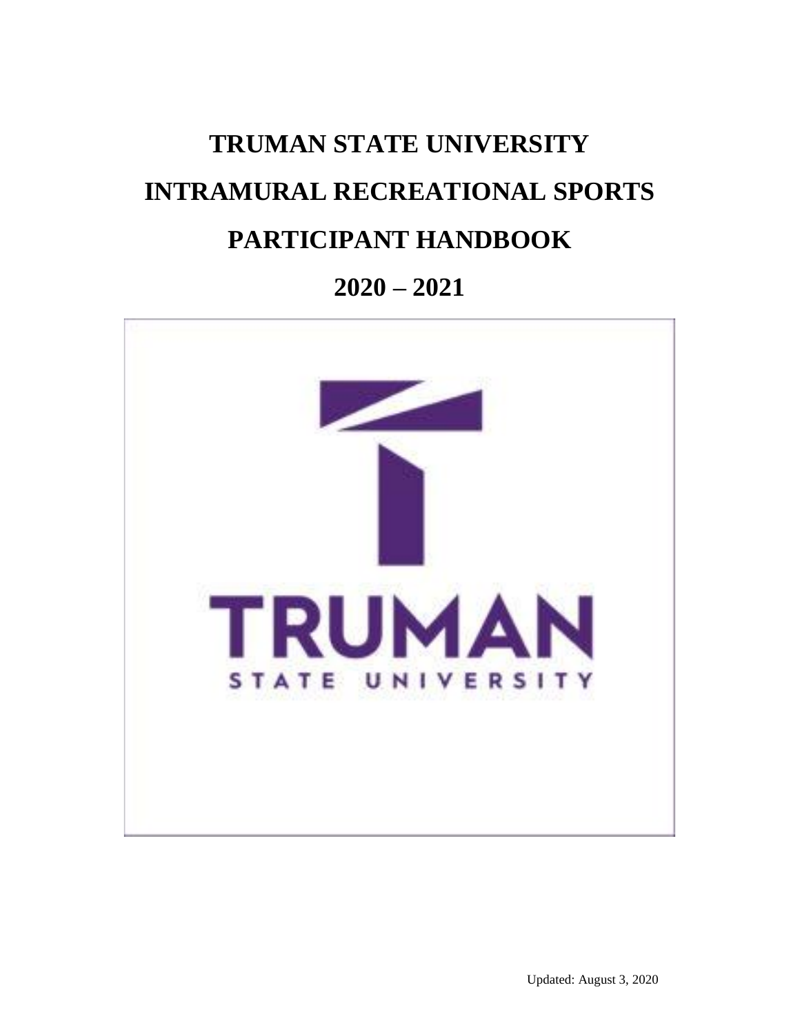# TRUMAN STATE UNIVERSITY

# INTRAMURAL RECREATIONAL SPORTS

# PARTICIPANT HANDBOOK

# 2020 – 2021

TRUMAN

STATE UNIVERSITY

Updated: August 3, 2020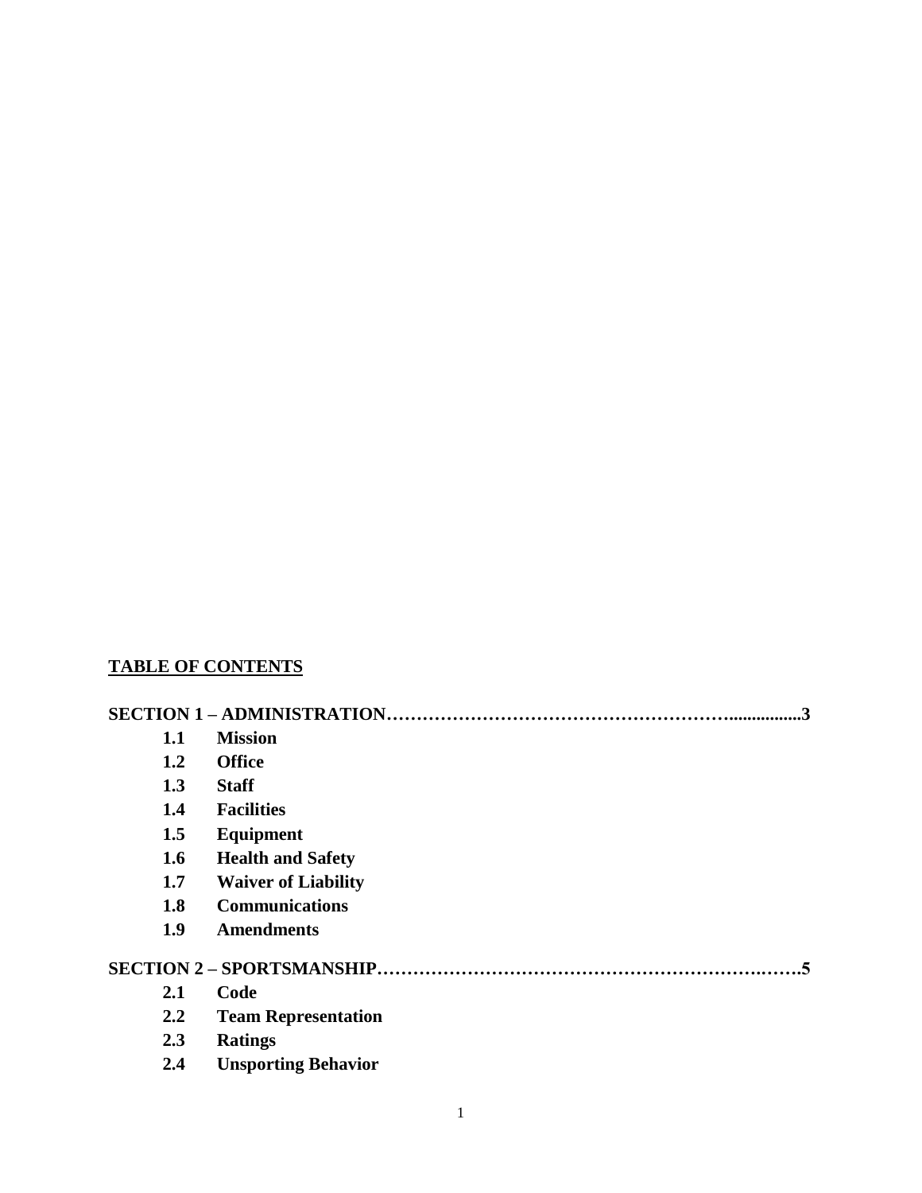**TABLE OF CONTENTS**

**SECTION 1 – ADMINISTRATION…………………………………………………................3**

- **1.1 Mission**
- **1.2 Office**
- **1.3 Staff**
- **1.4 Facilities**
- **1.5 Equipment**
- **1.6 Health and Safety**
- **1.7 Waiver of Liability**
- **1.8 Communications**
- **1.9 Amendments**

**SECTION 2 – SPORTSMANSHIP……………………………………………………….…….5**

- **2.1 Code**
- **2.2 Team Representation**
- **2.3 Ratings**
- **2.4 Unsporting Behavior**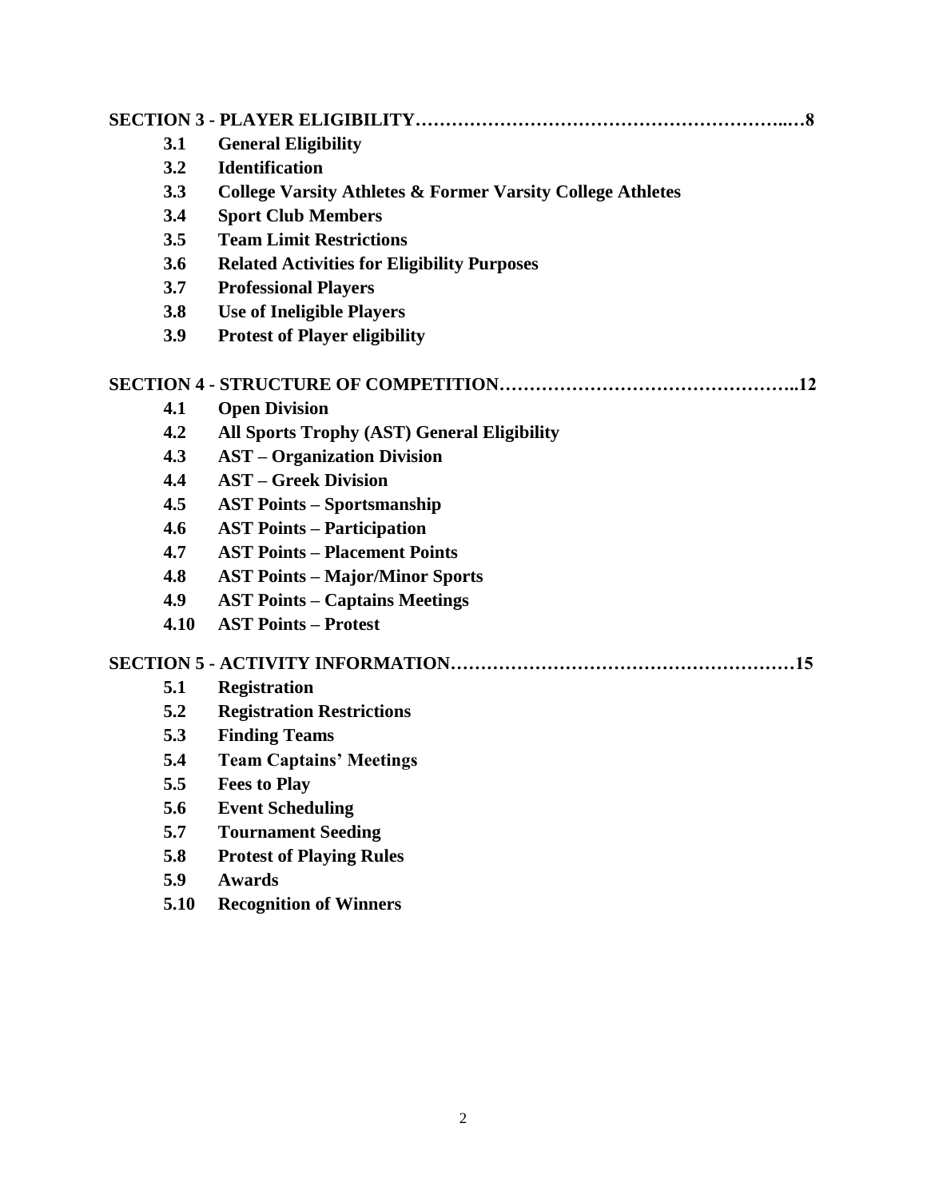**SECTION 3 - PLAYER ELIGIBILITY…………………………………………………...…8**

- **3.1 General Eligibility**
- **3.2 Identification**
- **3.3 College Varsity Athletes & Former Varsity College Athletes**
- **3.4 Sport Club Members**
- **3.5 Team Limit Restrictions**
- **3.6 Related Activities for Eligibility Purposes**
- **3.7 Professional Players**
- **3.8 Use of Ineligible Players**
- **3.9 Protest of Player eligibility**

**SECTION 4 - STRUCTURE OF COMPETITION…………………………………………..12**

- **4.1 Open Division**
- **4.2 All Sports Trophy (AST) General Eligibility**
- **4.3 AST – Organization Division**
- **4.4 AST – Greek Division**
- **4.5 AST Points – Sportsmanship**
- **4.6 AST Points – Participation**
- **4.7 AST Points – Placement Points**
- **4.8 AST Points – Major/Minor Sports**
- **4.9 AST Points – Captains Meetings**
- **4.10 AST Points – Protest**

**SECTION 5 - ACTIVITY INFORMATION…………………………………………………15**

- **5.1 Registration**
- **5.2 Registration Restrictions**
- **5.3 Finding Teams**
- **5.4 Team Captains' Meetings**
- **5.5 Fees to Play**
- **5.6 Event Scheduling**
- **5.7 Tournament Seeding**
- **5.8 Protest of Playing Rules**
- **5.9 Awards**
- **5.10 Recognition of Winners**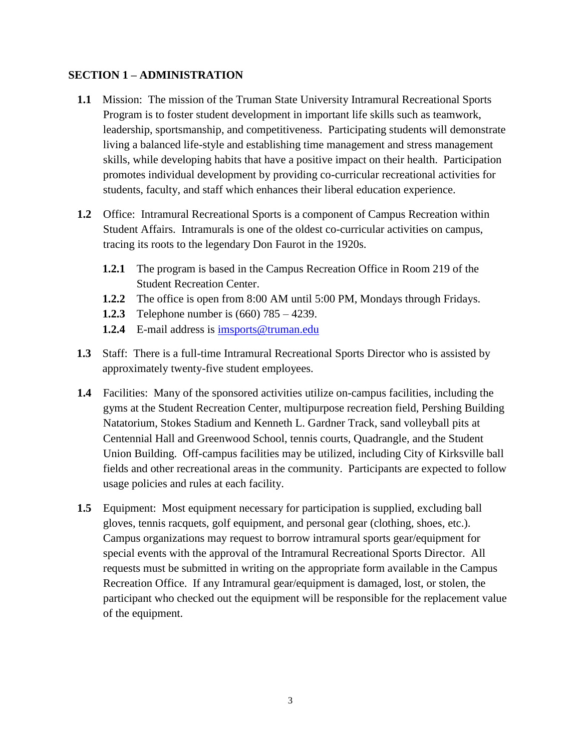## SECTION 1 – ADMINISTRATION

**1.1** Mission: The mission of the Truman State University Intramural Recreational Sports Program is to foster student development in important life skills such as teamwork, leadership, sportsmanship, and competitiveness. Participating students will demonstrate living a balanced life-style and establishing time management and stress management skills, while developing habits that have a positive impact on their health. Participation promotes individual development by providing co-curricular recreational activities for students, faculty, and staff which enhances their liberal education experience.

**1.2** Office: Intramural Recreational Sports is a component of Campus Recreation within Student Affairs. Intramurals is one of the oldest co-curricular activities on campus, tracing its roots to the legendary Don Faurot in the 1920s.

- **1.2.1** The program is based in the Campus Recreation Office in Room 219 of the Student Recreation Center.
- **1.2.2** The office is open from 8:00 AM until 5:00 PM, Mondays through Fridays.
- **1.2.3** Telephone number is (660) 785 – 4239.
- **1.2.4** E-mail address is imsports@truman.edu

**1.3** Staff: There is a full-time Intramural Recreational Sports Director who is assisted by approximately twenty-five student employees.

**1.4** Facilities: Many of the sponsored activities utilize on-campus facilities, including the gyms at the Student Recreation Center, multipurpose recreation field, Pershing Building Natatorium, Stokes Stadium and Kenneth L. Gardner Track, sand volleyball pits at Centennial Hall and Greenwood School, tennis courts, Quadrangle, and the Student Union Building. Off-campus facilities may be utilized, including City of Kirksville ball fields and other recreational areas in the community. Participants are expected to follow usage policies and rules at each facility.

**1.5** Equipment: Most equipment necessary for participation is supplied, excluding ball gloves, tennis racquets, golf equipment, and personal gear (clothing, shoes, etc.). Campus organizations may request to borrow intramural sports gear/equipment for special events with the approval of the Intramural Recreational Sports Director. All requests must be submitted in writing on the appropriate form available in the Campus Recreation Office. If any Intramural gear/equipment is damaged, lost, or stolen, the participant who checked out the equipment will be responsible for the replacement value of the equipment.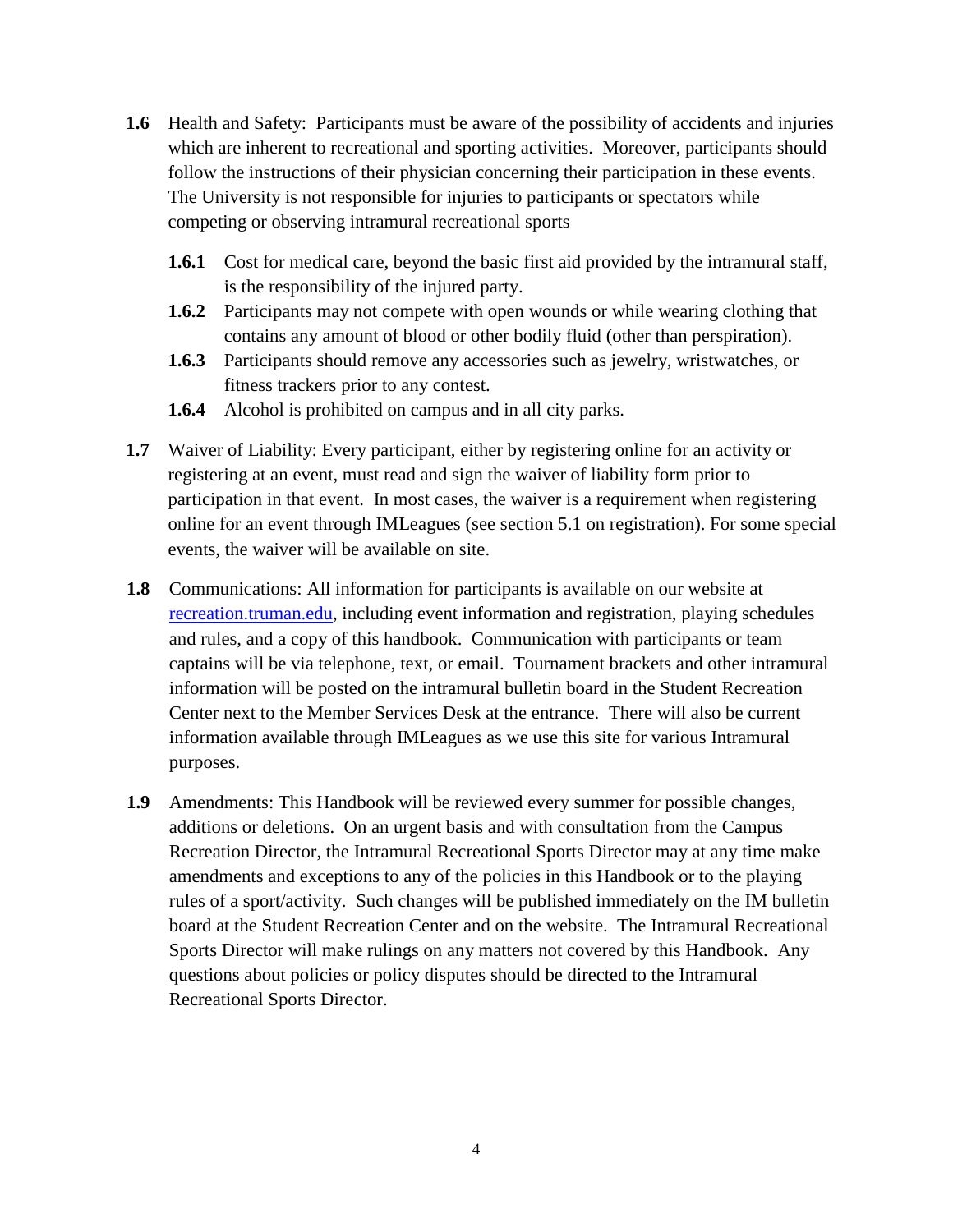**1.6** Health and Safety: Participants must be aware of the possibility of accidents and injuries which are inherent to recreational and sporting activities. Moreover, participants should follow the instructions of their physician concerning their participation in these events. The University is not responsible for injuries to participants or spectators while competing or observing intramural recreational sports

- **1.6.1** Cost for medical care, beyond the basic first aid provided by the intramural staff, is the responsibility of the injured party.
- **1.6.2** Participants may not compete with open wounds or while wearing clothing that contains any amount of blood or other bodily fluid (other than perspiration).
- **1.6.3** Participants should remove any accessories such as jewelry, wristwatches, or fitness trackers prior to any contest.
- **1.6.4** Alcohol is prohibited on campus and in all city parks.

**1.7** Waiver of Liability: Every participant, either by registering online for an activity or registering at an event, must read and sign the waiver of liability form prior to participation in that event. In most cases, the waiver is a requirement when registering online for an event through IMLeagues (see section 5.1 on registration). For some special events, the waiver will be available on site.

**1.8** Communications: All information for participants is available on our website at [recreation.truman.edu](recreation.truman.edu), including event information and registration, playing schedules and rules, and a copy of this handbook. Communication with participants or team captains will be via telephone, text, or email. Tournament brackets and other intramural information will be posted on the intramural bulletin board in the Student Recreation Center next to the Member Services Desk at the entrance. There will also be current information available through IMLeagues as we use this site for various Intramural purposes.

**1.9** Amendments: This Handbook will be reviewed every summer for possible changes, additions or deletions. On an urgent basis and with consultation from the Campus Recreation Director, the Intramural Recreational Sports Director may at any time make amendments and exceptions to any of the policies in this Handbook or to the playing rules of a sport/activity. Such changes will be published immediately on the IM bulletin board at the Student Recreation Center and on the website. The Intramural Recreational Sports Director will make rulings on any matters not covered by this Handbook. Any questions about policies or policy disputes should be directed to the Intramural Recreational Sports Director.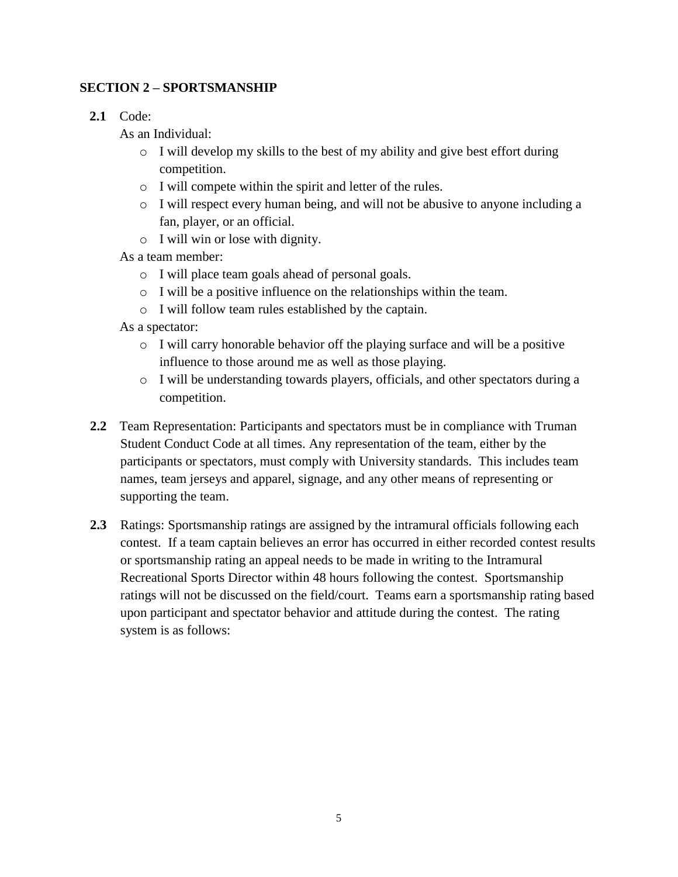## SECTION 2 – SPORTSMANSHIP

**2.1** Code:

As an Individual:

- I will develop my skills to the best of my ability and give best effort during competition.
- I will compete within the spirit and letter of the rules.
- I will respect every human being, and will not be abusive to anyone including a fan, player, or an official.
- I will win or lose with dignity.

As a team member:

- I will place team goals ahead of personal goals.
- I will be a positive influence on the relationships within the team.
- I will follow team rules established by the captain.

As a spectator:

- I will carry honorable behavior off the playing surface and will be a positive influence to those around me as well as those playing.
- I will be understanding towards players, officials, and other spectators during a competition.

**2.2** Team Representation: Participants and spectators must be in compliance with Truman Student Conduct Code at all times. Any representation of the team, either by the participants or spectators, must comply with University standards. This includes team names, team jerseys and apparel, signage, and any other means of representing or supporting the team.

**2.3** Ratings: Sportsmanship ratings are assigned by the intramural officials following each contest. If a team captain believes an error has occurred in either recorded contest results or sportsmanship rating an appeal needs to be made in writing to the Intramural Recreational Sports Director within 48 hours following the contest. Sportsmanship ratings will not be discussed on the field/court. Teams earn a sportsmanship rating based upon participant and spectator behavior and attitude during the contest. The rating system is as follows: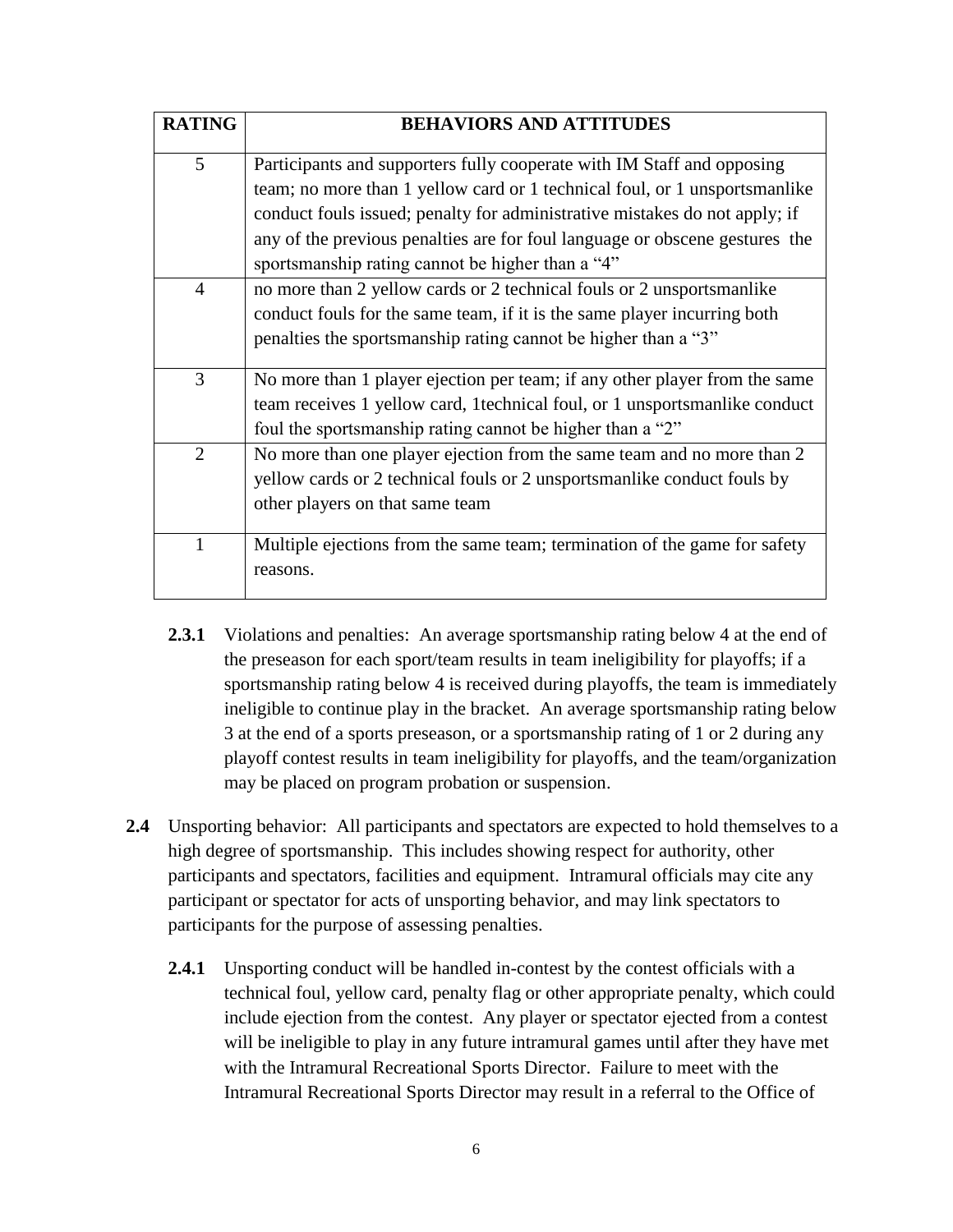| RATING | BEHAVIORS AND ATTITUDES |
|---|---|
| 5 | Participants and supporters fully cooperate with IM Staff and opposing team; no more than 1 yellow card or 1 technical foul, or 1 unsportsmanlike conduct fouls issued; penalty for administrative mistakes do not apply; if any of the previous penalties are for foul language or obscene gestures the sportsmanship rating cannot be higher than a "4" |
| 4 | no more than 2 yellow cards or 2 technical fouls or 2 unsportsmanlike conduct fouls for the same team, if it is the same player incurring both penalties the sportsmanship rating cannot be higher than a "3" |
| 3 | No more than 1 player ejection per team; if any other player from the same team receives 1 yellow card, 1technical foul, or 1 unsportsmanlike conduct foul the sportsmanship rating cannot be higher than a "2" |
| 2 | No more than one player ejection from the same team and no more than 2 yellow cards or 2 technical fouls or 2 unsportsmanlike conduct fouls by other players on that same team |
| 1 | Multiple ejections from the same team; termination of the game for safety reasons. |

**2.3.1** Violations and penalties: An average sportsmanship rating below 4 at the end of the preseason for each sport/team results in team ineligibility for playoffs; if a sportsmanship rating below 4 is received during playoffs, the team is immediately ineligible to continue play in the bracket. An average sportsmanship rating below 3 at the end of a sports preseason, or a sportsmanship rating of 1 or 2 during any playoff contest results in team ineligibility for playoffs, and the team/organization may be placed on program probation or suspension.

**2.4** Unsporting behavior: All participants and spectators are expected to hold themselves to a high degree of sportsmanship. This includes showing respect for authority, other participants and spectators, facilities and equipment. Intramural officials may cite any participant or spectator for acts of unsporting behavior, and may link spectators to participants for the purpose of assessing penalties.

**2.4.1** Unsporting conduct will be handled in-contest by the contest officials with a technical foul, yellow card, penalty flag or other appropriate penalty, which could include ejection from the contest. Any player or spectator ejected from a contest will be ineligible to play in any future intramural games until after they have met with the Intramural Recreational Sports Director. Failure to meet with the Intramural Recreational Sports Director may result in a referral to the Office of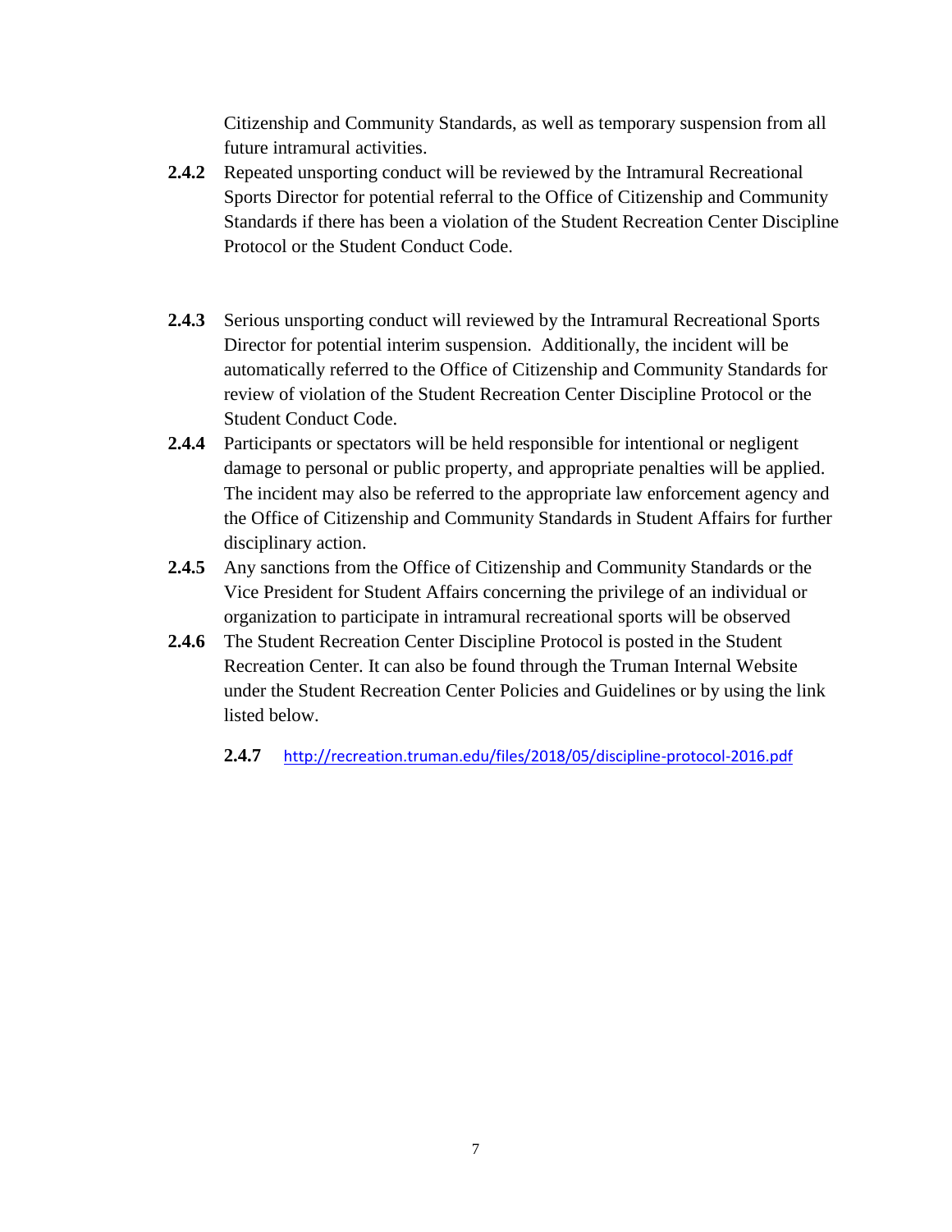Citizenship and Community Standards, as well as temporary suspension from all future intramural activities.

**2.4.2** Repeated unsporting conduct will be reviewed by the Intramural Recreational Sports Director for potential referral to the Office of Citizenship and Community Standards if there has been a violation of the Student Recreation Center Discipline Protocol or the Student Conduct Code.

**2.4.3** Serious unsporting conduct will reviewed by the Intramural Recreational Sports Director for potential interim suspension. Additionally, the incident will be automatically referred to the Office of Citizenship and Community Standards for review of violation of the Student Recreation Center Discipline Protocol or the Student Conduct Code.

**2.4.4** Participants or spectators will be held responsible for intentional or negligent damage to personal or public property, and appropriate penalties will be applied. The incident may also be referred to the appropriate law enforcement agency and the Office of Citizenship and Community Standards in Student Affairs for further disciplinary action.

**2.4.5** Any sanctions from the Office of Citizenship and Community Standards or the Vice President for Student Affairs concerning the privilege of an individual or organization to participate in intramural recreational sports will be observed

**2.4.6** The Student Recreation Center Discipline Protocol is posted in the Student Recreation Center. It can also be found through the Truman Internal Website under the Student Recreation Center Policies and Guidelines or by using the link listed below.

**2.4.7** http://recreation.truman.edu/files/2018/05/discipline-protocol-2016.pdf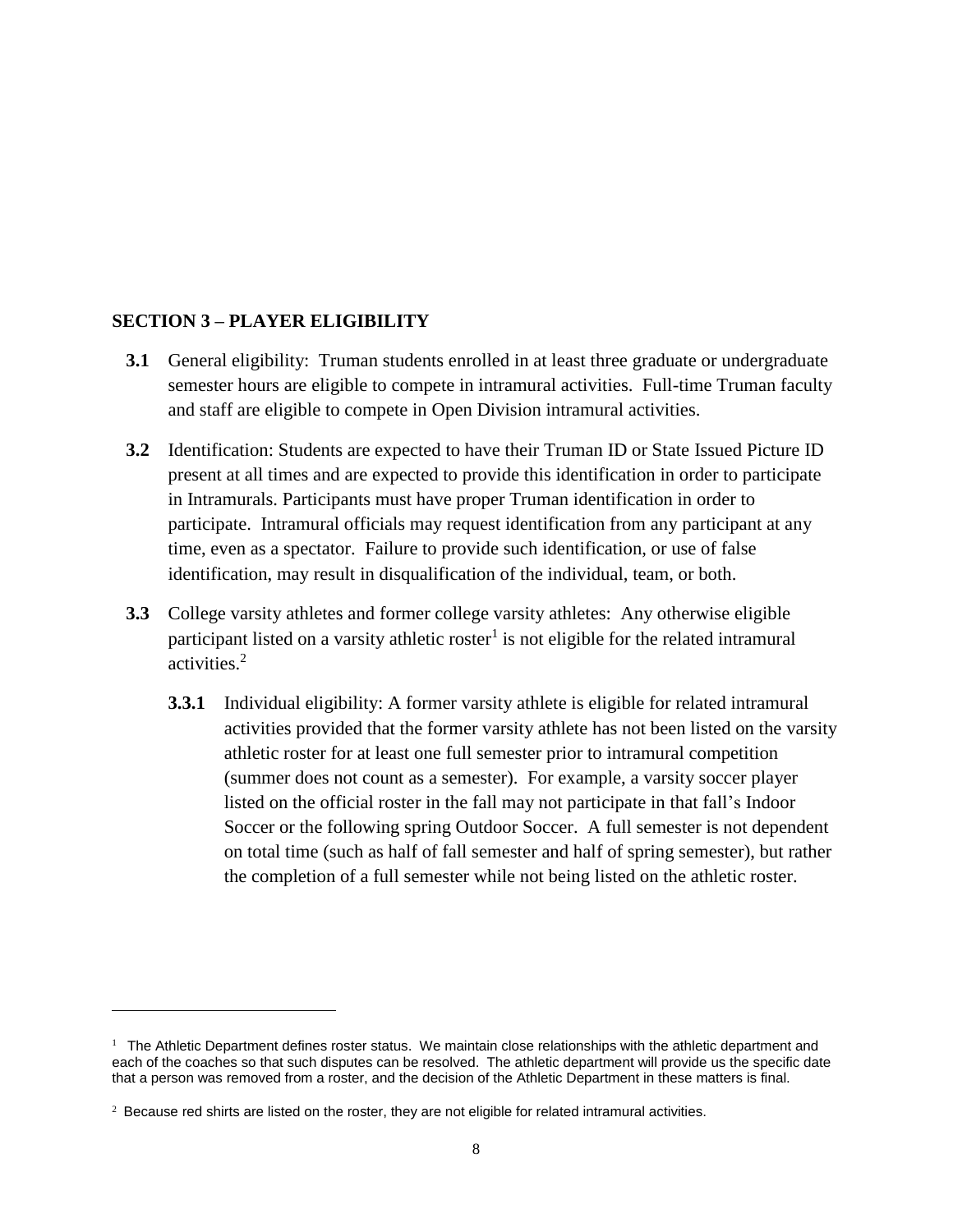## SECTION 3 – PLAYER ELIGIBILITY

**3.1** General eligibility: Truman students enrolled in at least three graduate or undergraduate semester hours are eligible to compete in intramural activities. Full-time Truman faculty and staff are eligible to compete in Open Division intramural activities.

**3.2** Identification: Students are expected to have their Truman ID or State Issued Picture ID present at all times and are expected to provide this identification in order to participate in Intramurals. Participants must have proper Truman identification in order to participate. Intramural officials may request identification from any participant at any time, even as a spectator. Failure to provide such identification, or use of false identification, may result in disqualification of the individual, team, or both.

**3.3** College varsity athletes and former college varsity athletes: Any otherwise eligible participant listed on a varsity athletic roster[1] is not eligible for the related intramural activities.[2]

**3.3.1** Individual eligibility: A former varsity athlete is eligible for related intramural activities provided that the former varsity athlete has not been listed on the varsity athletic roster for at least one full semester prior to intramural competition (summer does not count as a semester). For example, a varsity soccer player listed on the official roster in the fall may not participate in that fall's Indoor Soccer or the following spring Outdoor Soccer. A full semester is not dependent on total time (such as half of fall semester and half of spring semester), but rather the completion of a full semester while not being listed on the athletic roster.

---

[1] The Athletic Department defines roster status. We maintain close relationships with the athletic department and each of the coaches so that such disputes can be resolved. The athletic department will provide us the specific date that a person was removed from a roster, and the decision of the Athletic Department in these matters is final.

[2] Because red shirts are listed on the roster, they are not eligible for related intramural activities.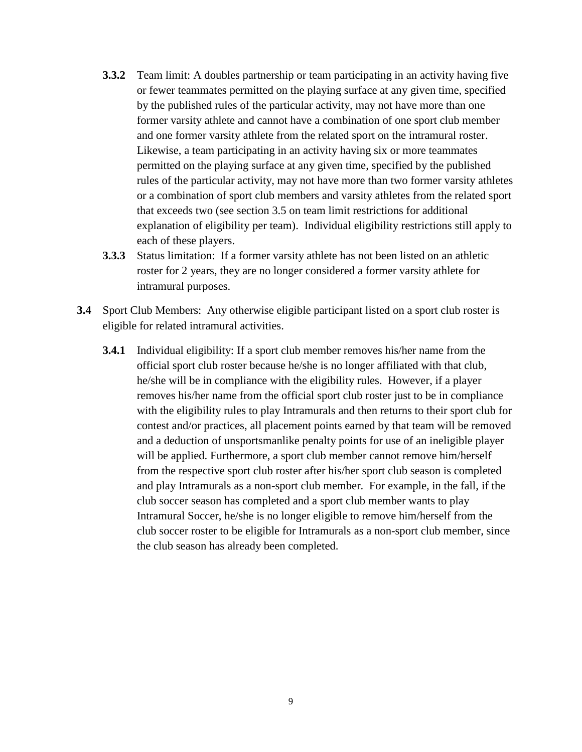**3.3.2** Team limit: A doubles partnership or team participating in an activity having five or fewer teammates permitted on the playing surface at any given time, specified by the published rules of the particular activity, may not have more than one former varsity athlete and cannot have a combination of one sport club member and one former varsity athlete from the related sport on the intramural roster. Likewise, a team participating in an activity having six or more teammates permitted on the playing surface at any given time, specified by the published rules of the particular activity, may not have more than two former varsity athletes or a combination of sport club members and varsity athletes from the related sport that exceeds two (see section 3.5 on team limit restrictions for additional explanation of eligibility per team). Individual eligibility restrictions still apply to each of these players.

**3.3.3** Status limitation: If a former varsity athlete has not been listed on an athletic roster for 2 years, they are no longer considered a former varsity athlete for intramural purposes.

**3.4** Sport Club Members: Any otherwise eligible participant listed on a sport club roster is eligible for related intramural activities.

**3.4.1** Individual eligibility: If a sport club member removes his/her name from the official sport club roster because he/she is no longer affiliated with that club, he/she will be in compliance with the eligibility rules. However, if a player removes his/her name from the official sport club roster just to be in compliance with the eligibility rules to play Intramurals and then returns to their sport club for contest and/or practices, all placement points earned by that team will be removed and a deduction of unsportsmanlike penalty points for use of an ineligible player will be applied. Furthermore, a sport club member cannot remove him/herself from the respective sport club roster after his/her sport club season is completed and play Intramurals as a non-sport club member. For example, in the fall, if the club soccer season has completed and a sport club member wants to play Intramural Soccer, he/she is no longer eligible to remove him/herself from the club soccer roster to be eligible for Intramurals as a non-sport club member, since the club season has already been completed.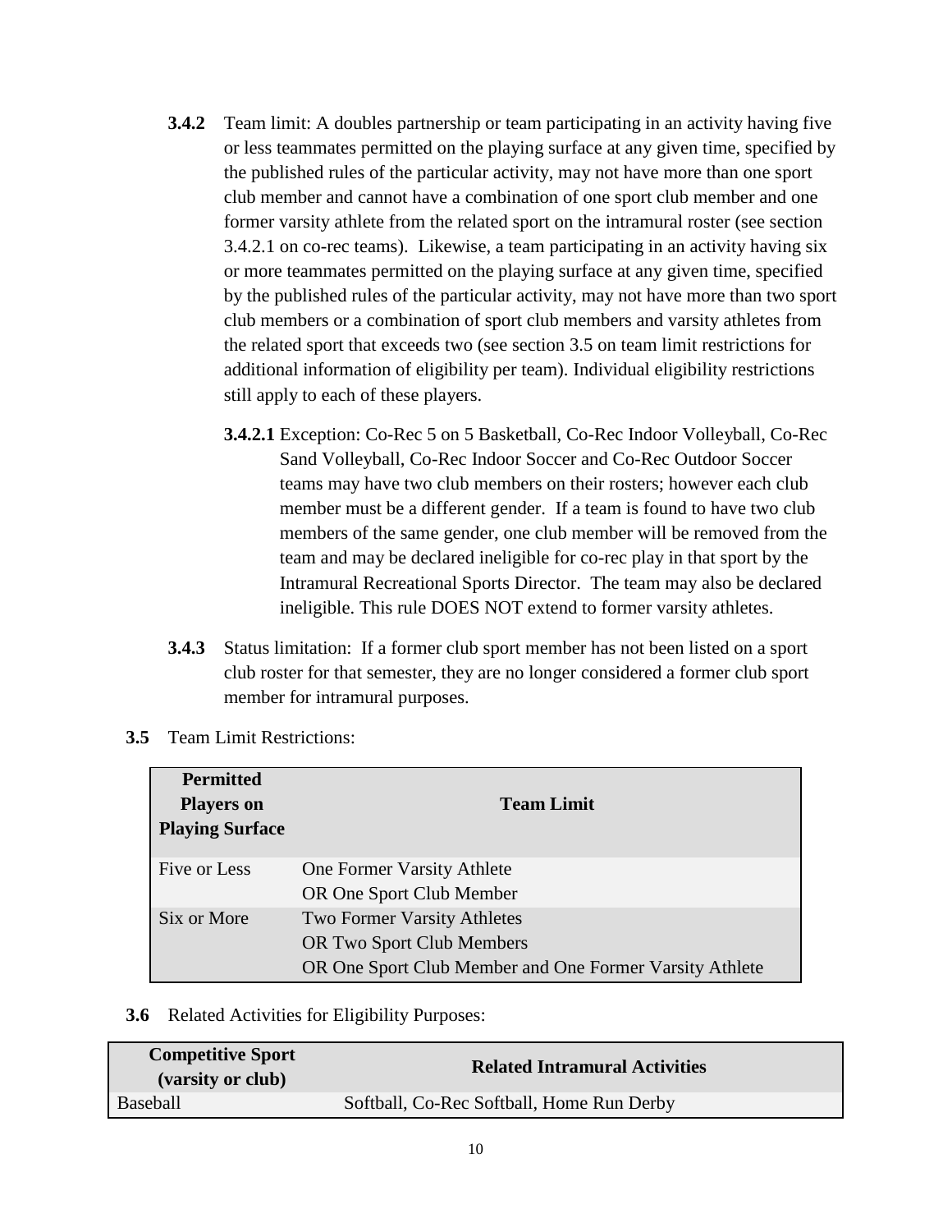**3.4.2** Team limit: A doubles partnership or team participating in an activity having five or less teammates permitted on the playing surface at any given time, specified by the published rules of the particular activity, may not have more than one sport club member and cannot have a combination of one sport club member and one former varsity athlete from the related sport on the intramural roster (see section 3.4.2.1 on co-rec teams). Likewise, a team participating in an activity having six or more teammates permitted on the playing surface at any given time, specified by the published rules of the particular activity, may not have more than two sport club members or a combination of sport club members and varsity athletes from the related sport that exceeds two (see section 3.5 on team limit restrictions for additional information of eligibility per team). Individual eligibility restrictions still apply to each of these players.

**3.4.2.1** Exception: Co-Rec 5 on 5 Basketball, Co-Rec Indoor Volleyball, Co-Rec Sand Volleyball, Co-Rec Indoor Soccer and Co-Rec Outdoor Soccer teams may have two club members on their rosters; however each club member must be a different gender. If a team is found to have two club members of the same gender, one club member will be removed from the team and may be declared ineligible for co-rec play in that sport by the Intramural Recreational Sports Director. The team may also be declared ineligible. This rule DOES NOT extend to former varsity athletes.

**3.4.3** Status limitation: If a former club sport member has not been listed on a sport club roster for that semester, they are no longer considered a former club sport member for intramural purposes.

**3.5** Team Limit Restrictions:

| Permitted Players on Playing Surface | Team Limit |
|---|---|
| Five or Less | One Former Varsity Athlete<br>OR One Sport Club Member |
| Six or More | Two Former Varsity Athletes<br>OR Two Sport Club Members<br>OR One Sport Club Member and One Former Varsity Athlete |

**3.6** Related Activities for Eligibility Purposes:

| Competitive Sport (varsity or club) | Related Intramural Activities |
|---|---|
| Baseball | Softball, Co-Rec Softball, Home Run Derby |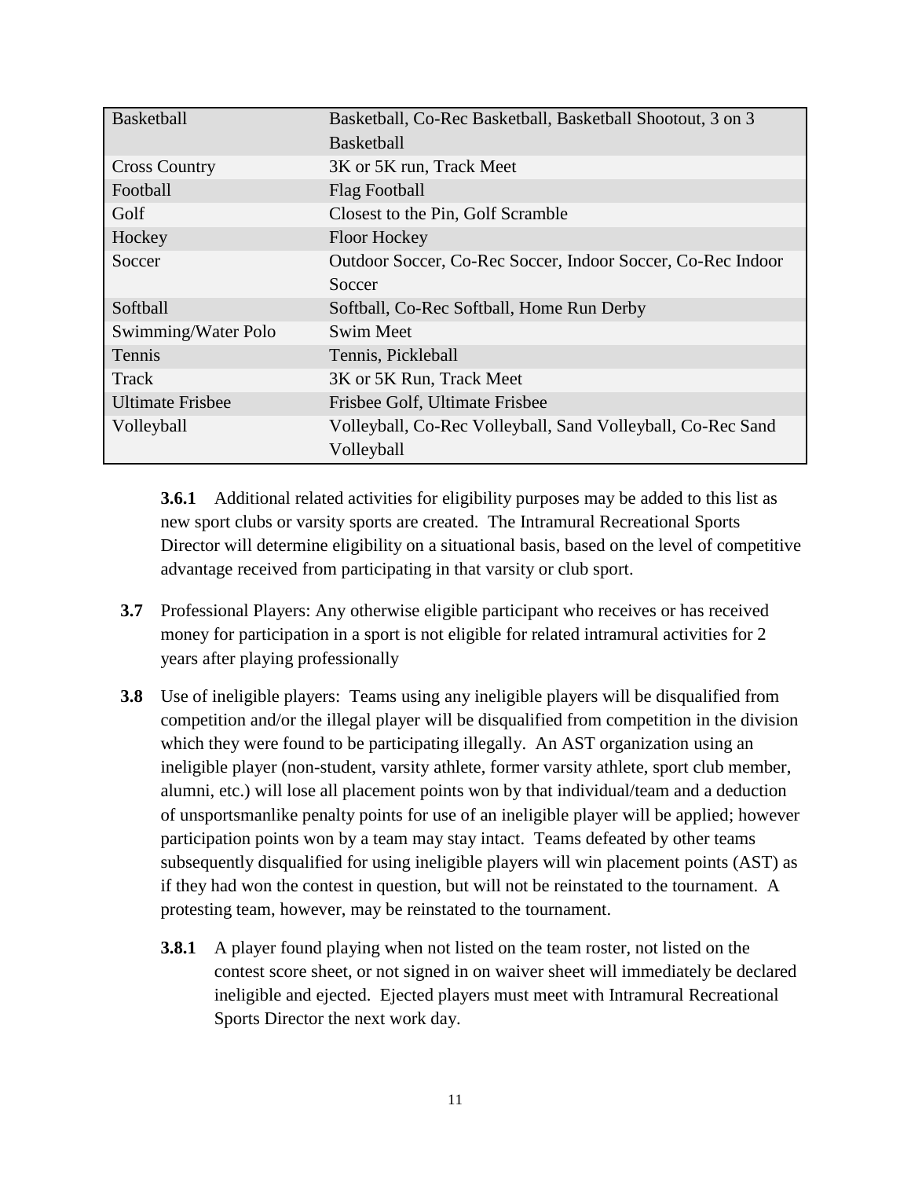| Basketball | Basketball, Co-Rec Basketball, Basketball Shootout, 3 on 3 Basketball |
|---|---|
| Cross Country | 3K or 5K run, Track Meet |
| Football | Flag Football |
| Golf | Closest to the Pin, Golf Scramble |
| Hockey | Floor Hockey |
| Soccer | Outdoor Soccer, Co-Rec Soccer, Indoor Soccer, Co-Rec Indoor Soccer |
| Softball | Softball, Co-Rec Softball, Home Run Derby |
| Swimming/Water Polo | Swim Meet |
| Tennis | Tennis, Pickleball |
| Track | 3K or 5K Run, Track Meet |
| Ultimate Frisbee | Frisbee Golf, Ultimate Frisbee |
| Volleyball | Volleyball, Co-Rec Volleyball, Sand Volleyball, Co-Rec Sand Volleyball |

**3.6.1** Additional related activities for eligibility purposes may be added to this list as new sport clubs or varsity sports are created. The Intramural Recreational Sports Director will determine eligibility on a situational basis, based on the level of competitive advantage received from participating in that varsity or club sport.

**3.7** Professional Players: Any otherwise eligible participant who receives or has received money for participation in a sport is not eligible for related intramural activities for 2 years after playing professionally

**3.8** Use of ineligible players: Teams using any ineligible players will be disqualified from competition and/or the illegal player will be disqualified from competition in the division which they were found to be participating illegally. An AST organization using an ineligible player (non-student, varsity athlete, former varsity athlete, sport club member, alumni, etc.) will lose all placement points won by that individual/team and a deduction of unsportsmanlike penalty points for use of an ineligible player will be applied; however participation points won by a team may stay intact. Teams defeated by other teams subsequently disqualified for using ineligible players will win placement points (AST) as if they had won the contest in question, but will not be reinstated to the tournament. A protesting team, however, may be reinstated to the tournament.

**3.8.1** A player found playing when not listed on the team roster, not listed on the contest score sheet, or not signed in on waiver sheet will immediately be declared ineligible and ejected. Ejected players must meet with Intramural Recreational Sports Director the next work day.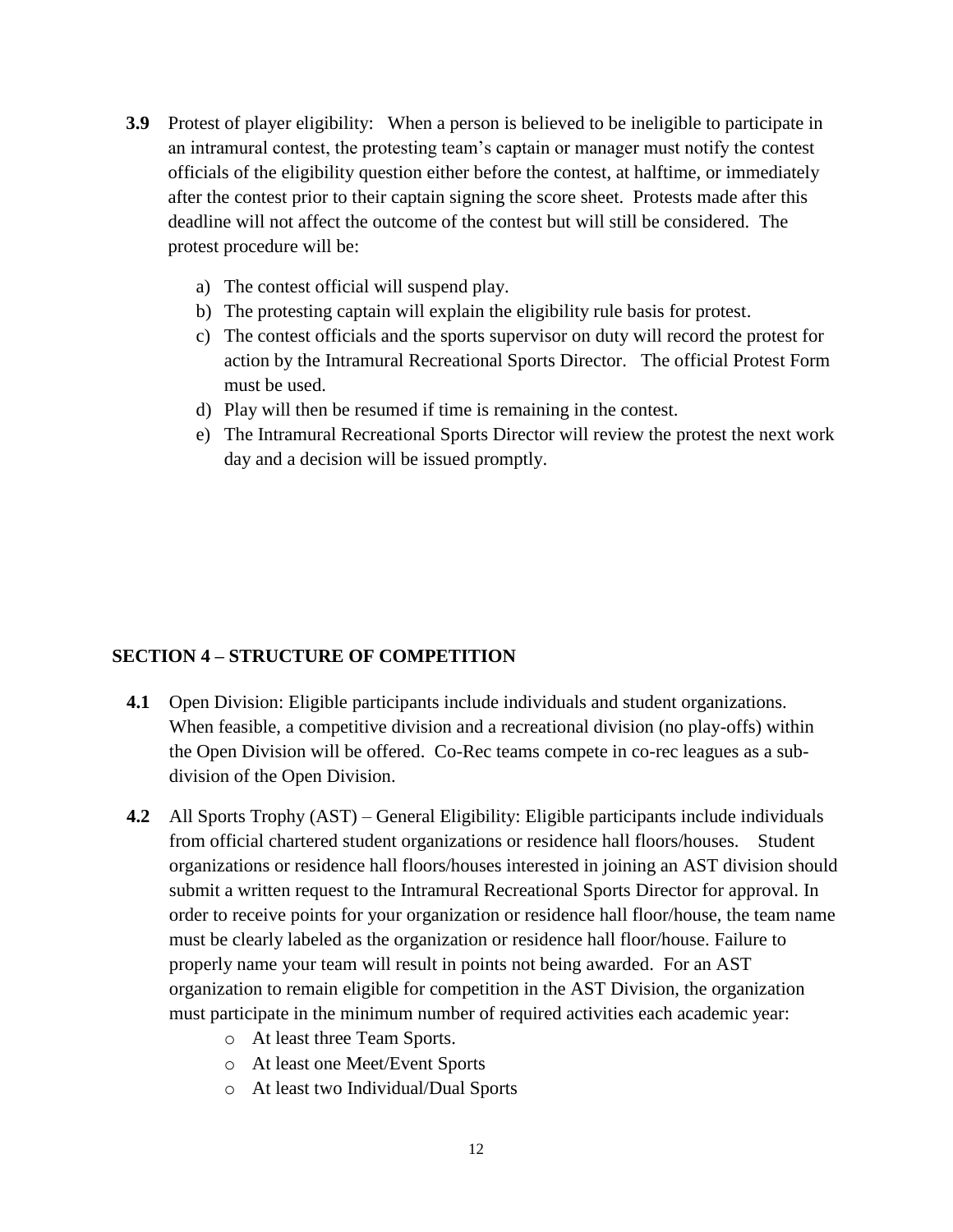**3.9** Protest of player eligibility: When a person is believed to be ineligible to participate in an intramural contest, the protesting team's captain or manager must notify the contest officials of the eligibility question either before the contest, at halftime, or immediately after the contest prior to their captain signing the score sheet. Protests made after this deadline will not affect the outcome of the contest but will still be considered. The protest procedure will be:

a) The contest official will suspend play.
b) The protesting captain will explain the eligibility rule basis for protest.
c) The contest officials and the sports supervisor on duty will record the protest for action by the Intramural Recreational Sports Director. The official Protest Form must be used.
d) Play will then be resumed if time is remaining in the contest.
e) The Intramural Recreational Sports Director will review the protest the next work day and a decision will be issued promptly.

## SECTION 4 – STRUCTURE OF COMPETITION

**4.1** Open Division: Eligible participants include individuals and student organizations. When feasible, a competitive division and a recreational division (no play-offs) within the Open Division will be offered. Co-Rec teams compete in co-rec leagues as a sub-division of the Open Division.

**4.2** All Sports Trophy (AST) – General Eligibility: Eligible participants include individuals from official chartered student organizations or residence hall floors/houses. Student organizations or residence hall floors/houses interested in joining an AST division should submit a written request to the Intramural Recreational Sports Director for approval. In order to receive points for your organization or residence hall floor/house, the team name must be clearly labeled as the organization or residence hall floor/house. Failure to properly name your team will result in points not being awarded. For an AST organization to remain eligible for competition in the AST Division, the organization must participate in the minimum number of required activities each academic year:

- At least three Team Sports.
- At least one Meet/Event Sports
- At least two Individual/Dual Sports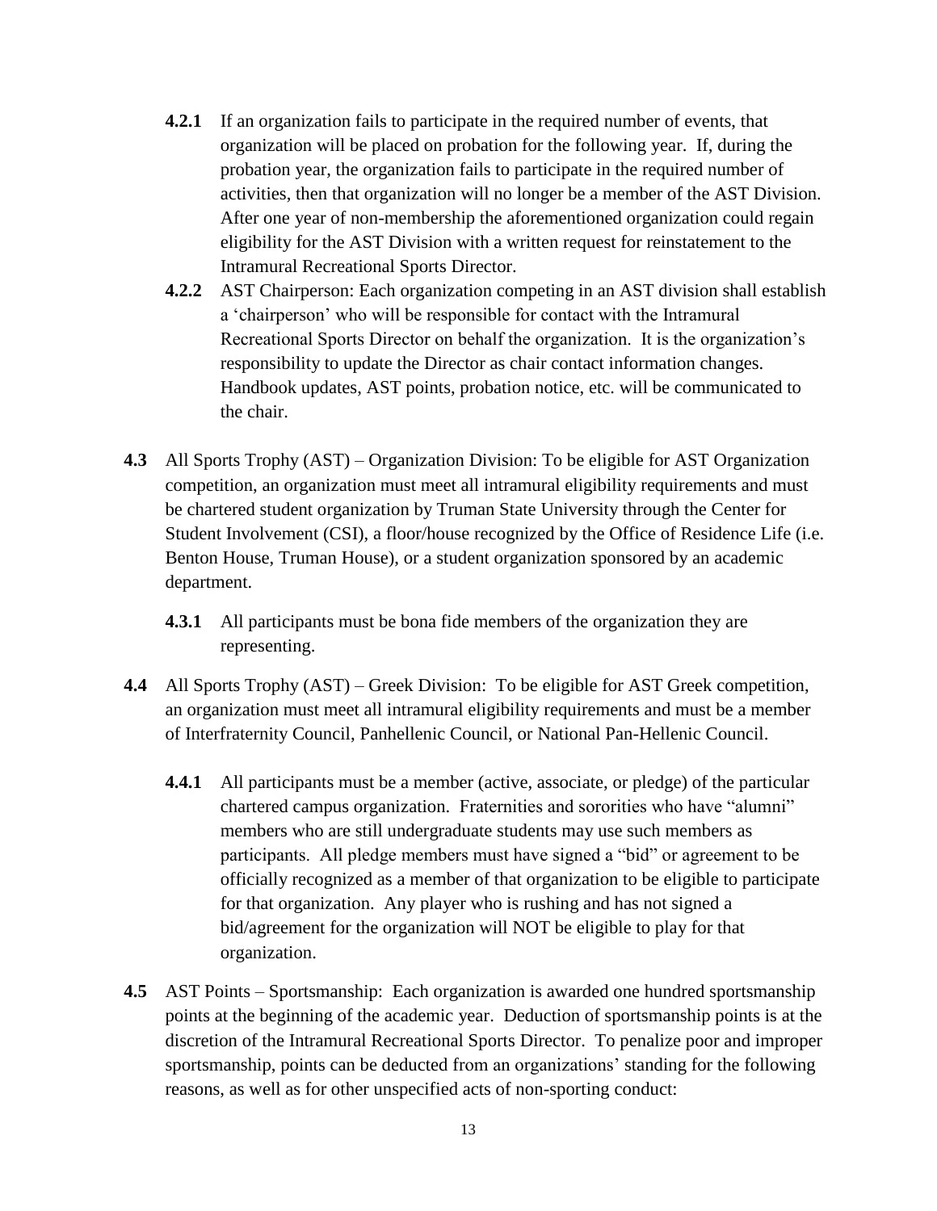**4.2.1** If an organization fails to participate in the required number of events, that organization will be placed on probation for the following year. If, during the probation year, the organization fails to participate in the required number of activities, then that organization will no longer be a member of the AST Division. After one year of non-membership the aforementioned organization could regain eligibility for the AST Division with a written request for reinstatement to the Intramural Recreational Sports Director.

**4.2.2** AST Chairperson: Each organization competing in an AST division shall establish a 'chairperson' who will be responsible for contact with the Intramural Recreational Sports Director on behalf the organization. It is the organization's responsibility to update the Director as chair contact information changes. Handbook updates, AST points, probation notice, etc. will be communicated to the chair.

**4.3** All Sports Trophy (AST) – Organization Division: To be eligible for AST Organization competition, an organization must meet all intramural eligibility requirements and must be chartered student organization by Truman State University through the Center for Student Involvement (CSI), a floor/house recognized by the Office of Residence Life (i.e. Benton House, Truman House), or a student organization sponsored by an academic department.

**4.3.1** All participants must be bona fide members of the organization they are representing.

**4.4** All Sports Trophy (AST) – Greek Division: To be eligible for AST Greek competition, an organization must meet all intramural eligibility requirements and must be a member of Interfraternity Council, Panhellenic Council, or National Pan-Hellenic Council.

**4.4.1** All participants must be a member (active, associate, or pledge) of the particular chartered campus organization. Fraternities and sororities who have "alumni" members who are still undergraduate students may use such members as participants. All pledge members must have signed a "bid" or agreement to be officially recognized as a member of that organization to be eligible to participate for that organization. Any player who is rushing and has not signed a bid/agreement for the organization will NOT be eligible to play for that organization.

**4.5** AST Points – Sportsmanship: Each organization is awarded one hundred sportsmanship points at the beginning of the academic year. Deduction of sportsmanship points is at the discretion of the Intramural Recreational Sports Director. To penalize poor and improper sportsmanship, points can be deducted from an organizations' standing for the following reasons, as well as for other unspecified acts of non-sporting conduct: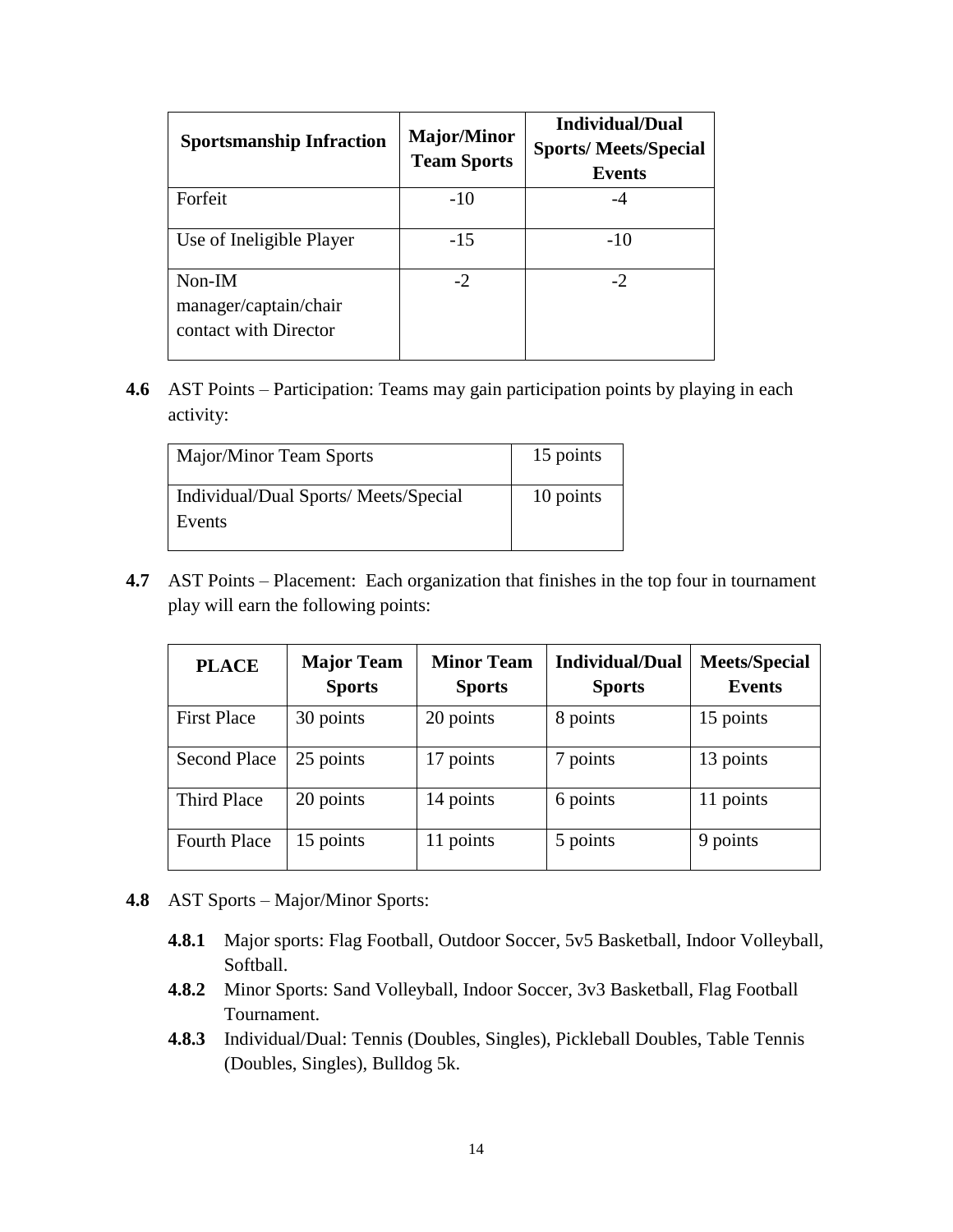| Sportsmanship Infraction | Major/Minor Team Sports | Individual/Dual Sports/ Meets/Special Events |
|---|---|---|
| Forfeit | -10 | -4 |
| Use of Ineligible Player | -15 | -10 |
| Non-IM manager/captain/chair contact with Director | -2 | -2 |

**4.6** AST Points – Participation: Teams may gain participation points by playing in each activity:

| Major/Minor Team Sports | 15 points |
|---|---|
| Individual/Dual Sports/ Meets/Special Events | 10 points |

**4.7** AST Points – Placement: Each organization that finishes in the top four in tournament play will earn the following points:

| PLACE | Major Team Sports | Minor Team Sports | Individual/Dual Sports | Meets/Special Events |
|---|---|---|---|---|
| First Place | 30 points | 20 points | 8 points | 15 points |
| Second Place | 25 points | 17 points | 7 points | 13 points |
| Third Place | 20 points | 14 points | 6 points | 11 points |
| Fourth Place | 15 points | 11 points | 5 points | 9 points |

**4.8** AST Sports – Major/Minor Sports:

- **4.8.1** Major sports: Flag Football, Outdoor Soccer, 5v5 Basketball, Indoor Volleyball, Softball.
- **4.8.2** Minor Sports: Sand Volleyball, Indoor Soccer, 3v3 Basketball, Flag Football Tournament.
- **4.8.3** Individual/Dual: Tennis (Doubles, Singles), Pickleball Doubles, Table Tennis (Doubles, Singles), Bulldog 5k.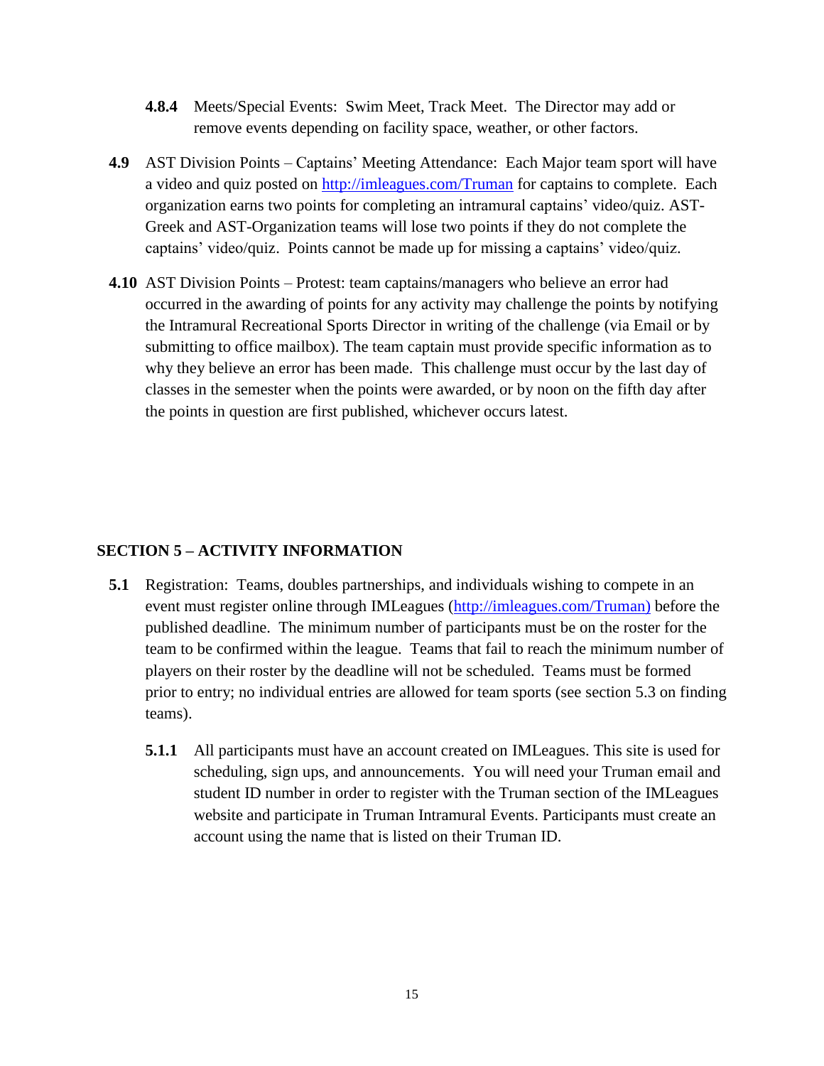**4.8.4** Meets/Special Events: Swim Meet, Track Meet. The Director may add or remove events depending on facility space, weather, or other factors.

**4.9** AST Division Points – Captains' Meeting Attendance: Each Major team sport will have a video and quiz posted on http://imleagues.com/Truman for captains to complete. Each organization earns two points for completing an intramural captains' video/quiz. AST-Greek and AST-Organization teams will lose two points if they do not complete the captains' video/quiz. Points cannot be made up for missing a captains' video/quiz.

**4.10** AST Division Points – Protest: team captains/managers who believe an error had occurred in the awarding of points for any activity may challenge the points by notifying the Intramural Recreational Sports Director in writing of the challenge (via Email or by submitting to office mailbox). The team captain must provide specific information as to why they believe an error has been made. This challenge must occur by the last day of classes in the semester when the points were awarded, or by noon on the fifth day after the points in question are first published, whichever occurs latest.

## SECTION 5 – ACTIVITY INFORMATION

**5.1** Registration: Teams, doubles partnerships, and individuals wishing to compete in an event must register online through IMLeagues (http://imleagues.com/Truman) before the published deadline. The minimum number of participants must be on the roster for the team to be confirmed within the league. Teams that fail to reach the minimum number of players on their roster by the deadline will not be scheduled. Teams must be formed prior to entry; no individual entries are allowed for team sports (see section 5.3 on finding teams).

**5.1.1** All participants must have an account created on IMLeagues. This site is used for scheduling, sign ups, and announcements. You will need your Truman email and student ID number in order to register with the Truman section of the IMLeagues website and participate in Truman Intramural Events. Participants must create an account using the name that is listed on their Truman ID.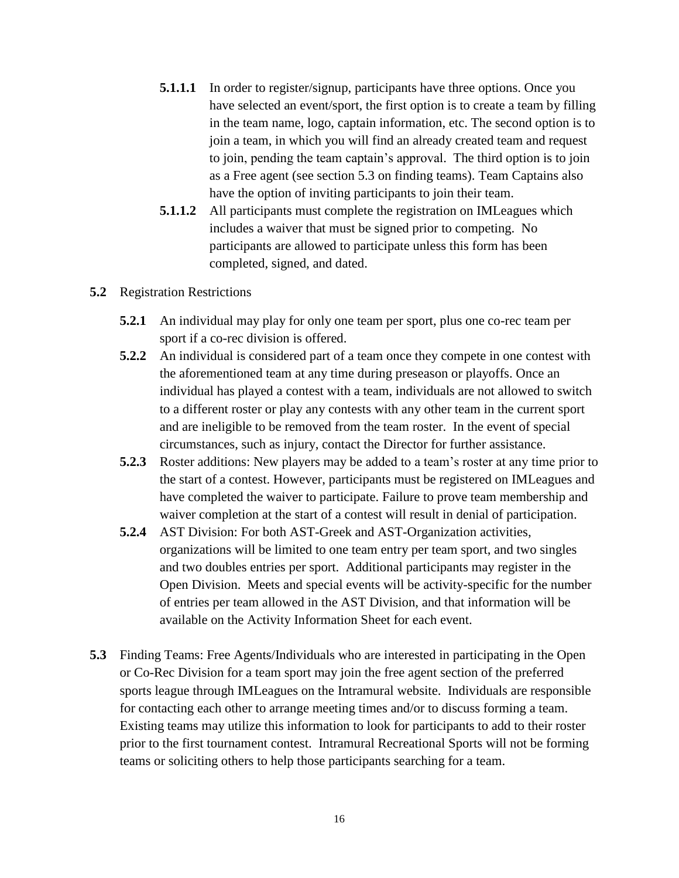**5.1.1.1** In order to register/signup, participants have three options. Once you have selected an event/sport, the first option is to create a team by filling in the team name, logo, captain information, etc. The second option is to join a team, in which you will find an already created team and request to join, pending the team captain's approval. The third option is to join as a Free agent (see section 5.3 on finding teams). Team Captains also have the option of inviting participants to join their team.

**5.1.1.2** All participants must complete the registration on IMLeagues which includes a waiver that must be signed prior to competing. No participants are allowed to participate unless this form has been completed, signed, and dated.

**5.2** Registration Restrictions

**5.2.1** An individual may play for only one team per sport, plus one co-rec team per sport if a co-rec division is offered.

**5.2.2** An individual is considered part of a team once they compete in one contest with the aforementioned team at any time during preseason or playoffs. Once an individual has played a contest with a team, individuals are not allowed to switch to a different roster or play any contests with any other team in the current sport and are ineligible to be removed from the team roster. In the event of special circumstances, such as injury, contact the Director for further assistance.

**5.2.3** Roster additions: New players may be added to a team's roster at any time prior to the start of a contest. However, participants must be registered on IMLeagues and have completed the waiver to participate. Failure to prove team membership and waiver completion at the start of a contest will result in denial of participation.

**5.2.4** AST Division: For both AST-Greek and AST-Organization activities, organizations will be limited to one team entry per team sport, and two singles and two doubles entries per sport. Additional participants may register in the Open Division. Meets and special events will be activity-specific for the number of entries per team allowed in the AST Division, and that information will be available on the Activity Information Sheet for each event.

**5.3** Finding Teams: Free Agents/Individuals who are interested in participating in the Open or Co-Rec Division for a team sport may join the free agent section of the preferred sports league through IMLeagues on the Intramural website. Individuals are responsible for contacting each other to arrange meeting times and/or to discuss forming a team. Existing teams may utilize this information to look for participants to add to their roster prior to the first tournament contest. Intramural Recreational Sports will not be forming teams or soliciting others to help those participants searching for a team.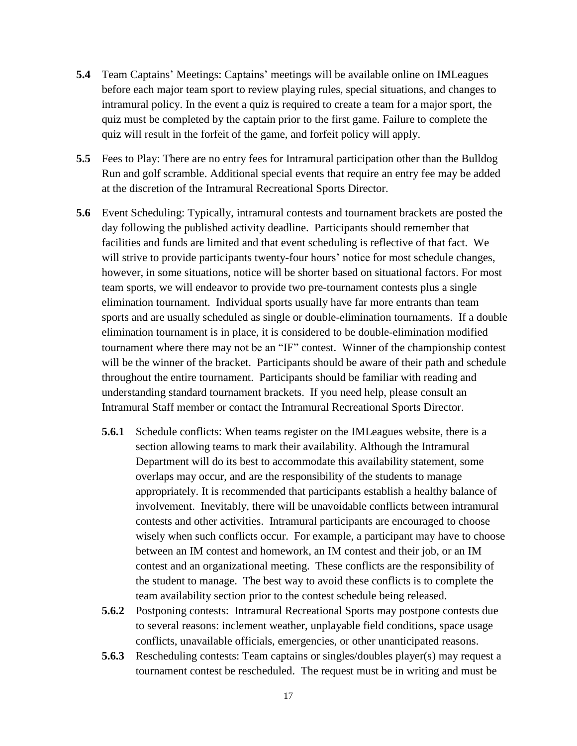**5.4** Team Captains' Meetings: Captains' meetings will be available online on IMLeagues before each major team sport to review playing rules, special situations, and changes to intramural policy. In the event a quiz is required to create a team for a major sport, the quiz must be completed by the captain prior to the first game. Failure to complete the quiz will result in the forfeit of the game, and forfeit policy will apply.

**5.5** Fees to Play: There are no entry fees for Intramural participation other than the Bulldog Run and golf scramble. Additional special events that require an entry fee may be added at the discretion of the Intramural Recreational Sports Director.

**5.6** Event Scheduling: Typically, intramural contests and tournament brackets are posted the day following the published activity deadline. Participants should remember that facilities and funds are limited and that event scheduling is reflective of that fact. We will strive to provide participants twenty-four hours' notice for most schedule changes, however, in some situations, notice will be shorter based on situational factors. For most team sports, we will endeavor to provide two pre-tournament contests plus a single elimination tournament. Individual sports usually have far more entrants than team sports and are usually scheduled as single or double-elimination tournaments. If a double elimination tournament is in place, it is considered to be double-elimination modified tournament where there may not be an "IF" contest. Winner of the championship contest will be the winner of the bracket. Participants should be aware of their path and schedule throughout the entire tournament. Participants should be familiar with reading and understanding standard tournament brackets. If you need help, please consult an Intramural Staff member or contact the Intramural Recreational Sports Director.

- **5.6.1** Schedule conflicts: When teams register on the IMLeagues website, there is a section allowing teams to mark their availability. Although the Intramural Department will do its best to accommodate this availability statement, some overlaps may occur, and are the responsibility of the students to manage appropriately. It is recommended that participants establish a healthy balance of involvement. Inevitably, there will be unavoidable conflicts between intramural contests and other activities. Intramural participants are encouraged to choose wisely when such conflicts occur. For example, a participant may have to choose between an IM contest and homework, an IM contest and their job, or an IM contest and an organizational meeting. These conflicts are the responsibility of the student to manage. The best way to avoid these conflicts is to complete the team availability section prior to the contest schedule being released.
- **5.6.2** Postponing contests: Intramural Recreational Sports may postpone contests due to several reasons: inclement weather, unplayable field conditions, space usage conflicts, unavailable officials, emergencies, or other unanticipated reasons.
- **5.6.3** Rescheduling contests: Team captains or singles/doubles player(s) may request a tournament contest be rescheduled. The request must be in writing and must be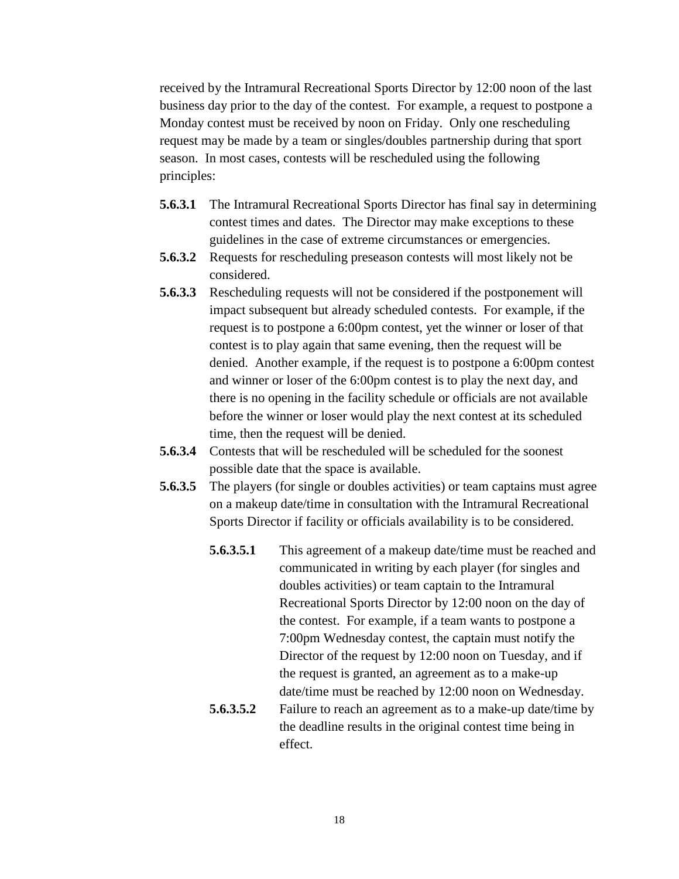received by the Intramural Recreational Sports Director by 12:00 noon of the last business day prior to the day of the contest. For example, a request to postpone a Monday contest must be received by noon on Friday. Only one rescheduling request may be made by a team or singles/doubles partnership during that sport season. In most cases, contests will be rescheduled using the following principles:

- **5.6.3.1** The Intramural Recreational Sports Director has final say in determining contest times and dates. The Director may make exceptions to these guidelines in the case of extreme circumstances or emergencies.
- **5.6.3.2** Requests for rescheduling preseason contests will most likely not be considered.
- **5.6.3.3** Rescheduling requests will not be considered if the postponement will impact subsequent but already scheduled contests. For example, if the request is to postpone a 6:00pm contest, yet the winner or loser of that contest is to play again that same evening, then the request will be denied. Another example, if the request is to postpone a 6:00pm contest and winner or loser of the 6:00pm contest is to play the next day, and there is no opening in the facility schedule or officials are not available before the winner or loser would play the next contest at its scheduled time, then the request will be denied.
- **5.6.3.4** Contests that will be rescheduled will be scheduled for the soonest possible date that the space is available.
- **5.6.3.5** The players (for single or doubles activities) or team captains must agree on a makeup date/time in consultation with the Intramural Recreational Sports Director if facility or officials availability is to be considered.
  - **5.6.3.5.1** This agreement of a makeup date/time must be reached and communicated in writing by each player (for singles and doubles activities) or team captain to the Intramural Recreational Sports Director by 12:00 noon on the day of the contest. For example, if a team wants to postpone a 7:00pm Wednesday contest, the captain must notify the Director of the request by 12:00 noon on Tuesday, and if the request is granted, an agreement as to a make-up date/time must be reached by 12:00 noon on Wednesday.
  - **5.6.3.5.2** Failure to reach an agreement as to a make-up date/time by the deadline results in the original contest time being in effect.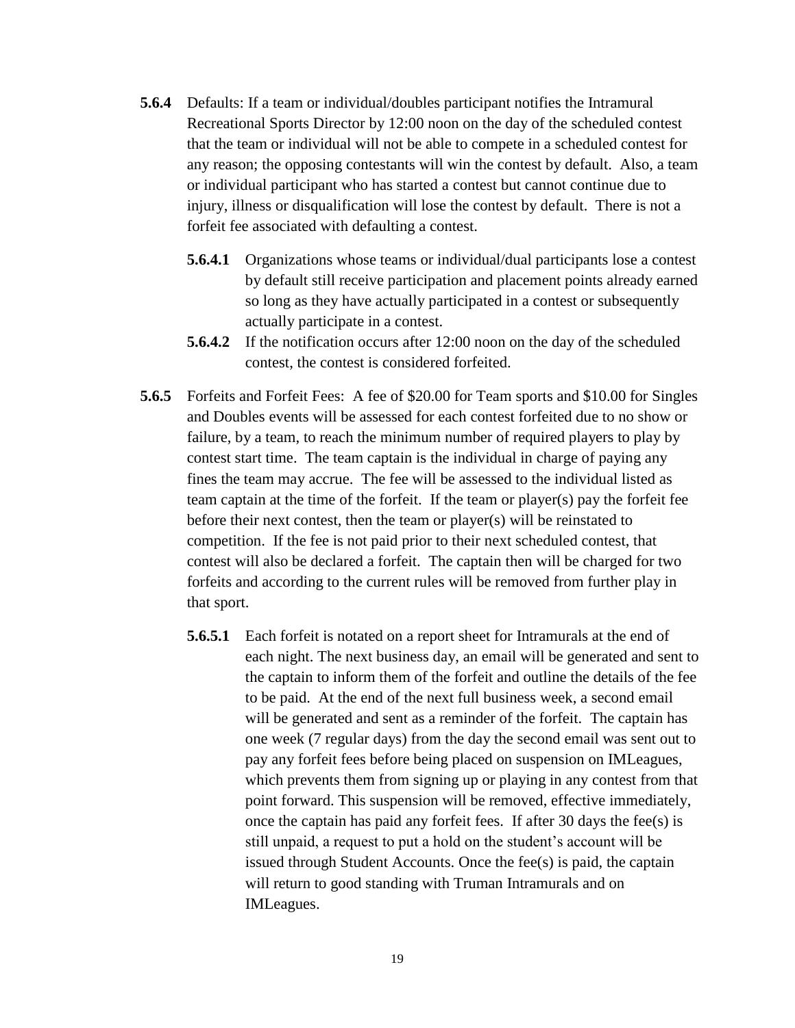**5.6.4** Defaults: If a team or individual/doubles participant notifies the Intramural Recreational Sports Director by 12:00 noon on the day of the scheduled contest that the team or individual will not be able to compete in a scheduled contest for any reason; the opposing contestants will win the contest by default. Also, a team or individual participant who has started a contest but cannot continue due to injury, illness or disqualification will lose the contest by default. There is not a forfeit fee associated with defaulting a contest.

- **5.6.4.1** Organizations whose teams or individual/dual participants lose a contest by default still receive participation and placement points already earned so long as they have actually participated in a contest or subsequently actually participate in a contest.
- **5.6.4.2** If the notification occurs after 12:00 noon on the day of the scheduled contest, the contest is considered forfeited.

**5.6.5** Forfeits and Forfeit Fees: A fee of $20.00 for Team sports and $10.00 for Singles and Doubles events will be assessed for each contest forfeited due to no show or failure, by a team, to reach the minimum number of required players to play by contest start time. The team captain is the individual in charge of paying any fines the team may accrue. The fee will be assessed to the individual listed as team captain at the time of the forfeit. If the team or player(s) pay the forfeit fee before their next contest, then the team or player(s) will be reinstated to competition. If the fee is not paid prior to their next scheduled contest, that contest will also be declared a forfeit. The captain then will be charged for two forfeits and according to the current rules will be removed from further play in that sport.

- **5.6.5.1** Each forfeit is notated on a report sheet for Intramurals at the end of each night. The next business day, an email will be generated and sent to the captain to inform them of the forfeit and outline the details of the fee to be paid. At the end of the next full business week, a second email will be generated and sent as a reminder of the forfeit. The captain has one week (7 regular days) from the day the second email was sent out to pay any forfeit fees before being placed on suspension on IMLeagues, which prevents them from signing up or playing in any contest from that point forward. This suspension will be removed, effective immediately, once the captain has paid any forfeit fees. If after 30 days the fee(s) is still unpaid, a request to put a hold on the student's account will be issued through Student Accounts. Once the fee(s) is paid, the captain will return to good standing with Truman Intramurals and on IMLeagues.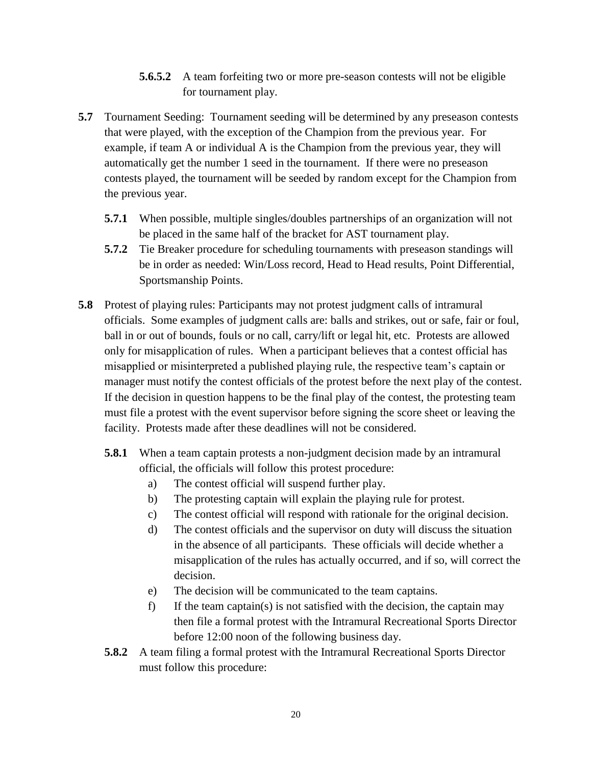**5.6.5.2** A team forfeiting two or more pre-season contests will not be eligible for tournament play.

**5.7** Tournament Seeding: Tournament seeding will be determined by any preseason contests that were played, with the exception of the Champion from the previous year. For example, if team A or individual A is the Champion from the previous year, they will automatically get the number 1 seed in the tournament. If there were no preseason contests played, the tournament will be seeded by random except for the Champion from the previous year.

**5.7.1** When possible, multiple singles/doubles partnerships of an organization will not be placed in the same half of the bracket for AST tournament play.

**5.7.2** Tie Breaker procedure for scheduling tournaments with preseason standings will be in order as needed: Win/Loss record, Head to Head results, Point Differential, Sportsmanship Points.

**5.8** Protest of playing rules: Participants may not protest judgment calls of intramural officials. Some examples of judgment calls are: balls and strikes, out or safe, fair or foul, ball in or out of bounds, fouls or no call, carry/lift or legal hit, etc. Protests are allowed only for misapplication of rules. When a participant believes that a contest official has misapplied or misinterpreted a published playing rule, the respective team's captain or manager must notify the contest officials of the protest before the next play of the contest. If the decision in question happens to be the final play of the contest, the protesting team must file a protest with the event supervisor before signing the score sheet or leaving the facility. Protests made after these deadlines will not be considered.

**5.8.1** When a team captain protests a non-judgment decision made by an intramural official, the officials will follow this protest procedure:

a) The contest official will suspend further play.
b) The protesting captain will explain the playing rule for protest.
c) The contest official will respond with rationale for the original decision.
d) The contest officials and the supervisor on duty will discuss the situation in the absence of all participants. These officials will decide whether a misapplication of the rules has actually occurred, and if so, will correct the decision.
e) The decision will be communicated to the team captains.
f) If the team captain(s) is not satisfied with the decision, the captain may then file a formal protest with the Intramural Recreational Sports Director before 12:00 noon of the following business day.

**5.8.2** A team filing a formal protest with the Intramural Recreational Sports Director must follow this procedure: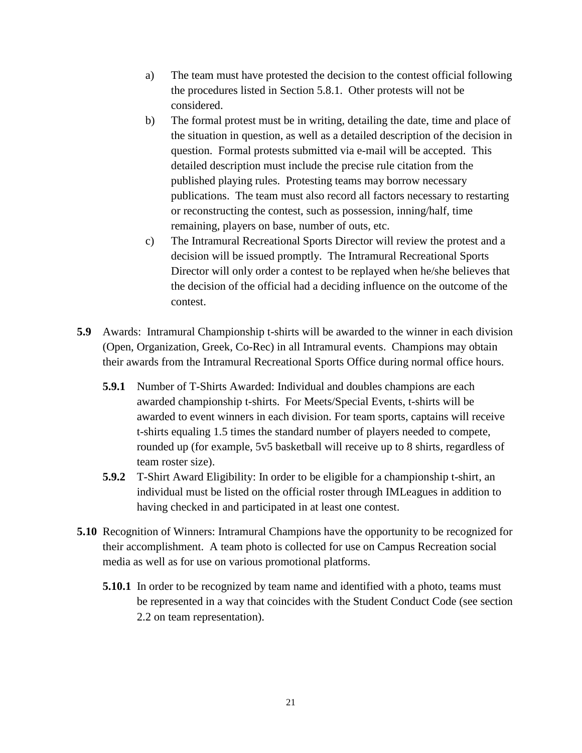a) The team must have protested the decision to the contest official following the procedures listed in Section 5.8.1. Other protests will not be considered.

b) The formal protest must be in writing, detailing the date, time and place of the situation in question, as well as a detailed description of the decision in question. Formal protests submitted via e-mail will be accepted. This detailed description must include the precise rule citation from the published playing rules. Protesting teams may borrow necessary publications. The team must also record all factors necessary to restarting or reconstructing the contest, such as possession, inning/half, time remaining, players on base, number of outs, etc.

c) The Intramural Recreational Sports Director will review the protest and a decision will be issued promptly. The Intramural Recreational Sports Director will only order a contest to be replayed when he/she believes that the decision of the official had a deciding influence on the outcome of the contest.

**5.9** Awards: Intramural Championship t-shirts will be awarded to the winner in each division (Open, Organization, Greek, Co-Rec) in all Intramural events. Champions may obtain their awards from the Intramural Recreational Sports Office during normal office hours.

**5.9.1** Number of T-Shirts Awarded: Individual and doubles champions are each awarded championship t-shirts. For Meets/Special Events, t-shirts will be awarded to event winners in each division. For team sports, captains will receive t-shirts equaling 1.5 times the standard number of players needed to compete, rounded up (for example, 5v5 basketball will receive up to 8 shirts, regardless of team roster size).

**5.9.2** T-Shirt Award Eligibility: In order to be eligible for a championship t-shirt, an individual must be listed on the official roster through IMLeagues in addition to having checked in and participated in at least one contest.

**5.10** Recognition of Winners: Intramural Champions have the opportunity to be recognized for their accomplishment. A team photo is collected for use on Campus Recreation social media as well as for use on various promotional platforms.

**5.10.1** In order to be recognized by team name and identified with a photo, teams must be represented in a way that coincides with the Student Conduct Code (see section 2.2 on team representation).